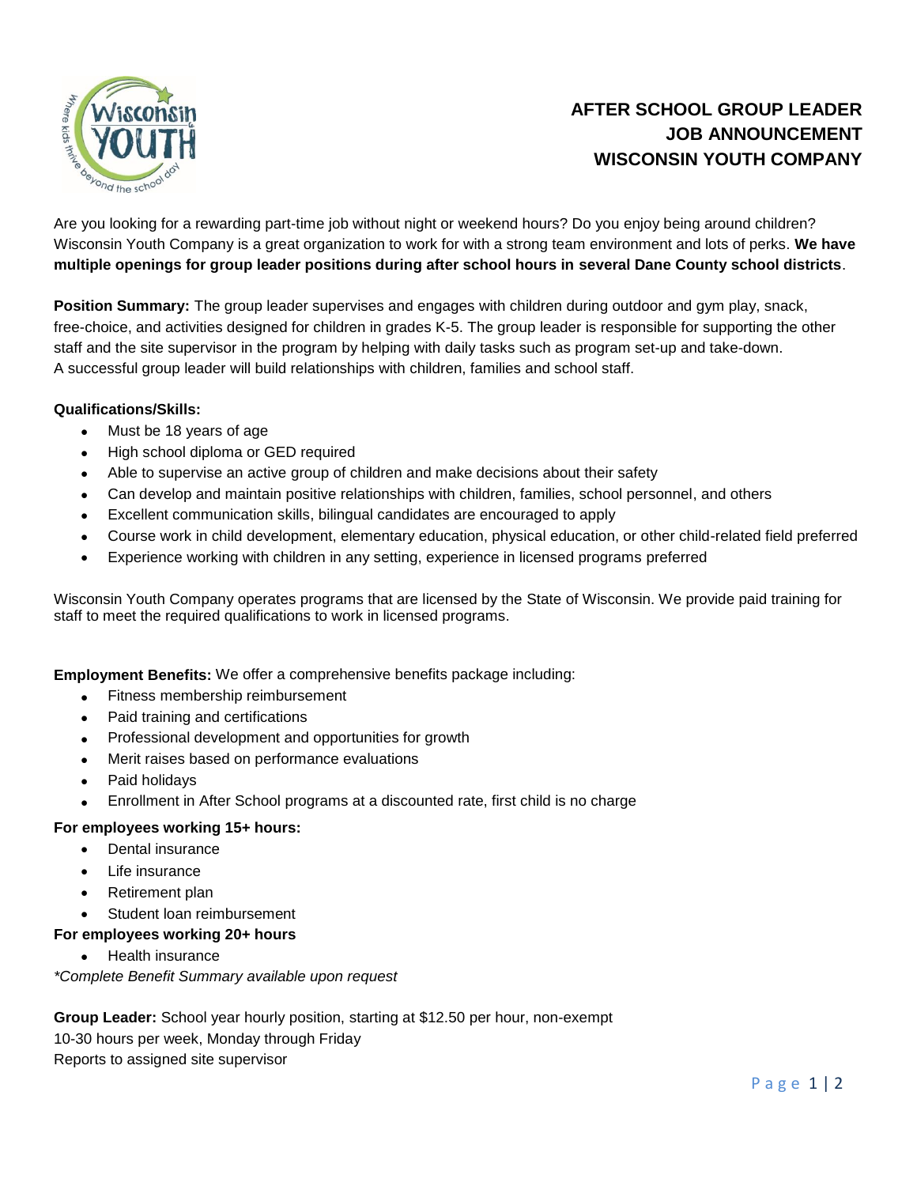# AFTER SCHOOL GROUP LEADER JOB ANNOUNCEMENT WISCONSIN YOUTH COMPANY

Are you looking for a rewarding part-time job without night or weekend hours? Do you enjoy being around children? Wisconsin Youth Company is a great organization to work for with a strong team environment and lots of perks. **We have multiple openings for group leader positions during after school hours in several Dane County school districts**.

**Position Summary:** The group leader supervises and engages with children during outdoor and gym play, snack, free-choice, and activities designed for children in grades K-5. The group leader is responsible for supporting the other staff and the site supervisor in the program by helping with daily tasks such as program set-up and take-down. A successful group leader will build relationships with children, families and school staff.

**Qualifications/Skills:**

- Must be 18 years of age
- High school diploma or GED required
- Able to supervise an active group of children and make decisions about their safety
- Can develop and maintain positive relationships with children, families, school personnel, and others
- Excellent communication skills, bilingual candidates are encouraged to apply
- Course work in child development, elementary education, physical education, or other child-related field preferred
- Experience working with children in any setting, experience in licensed programs preferred

Wisconsin Youth Company operates programs that are licensed by the State of Wisconsin. We provide paid training for staff to meet the required qualifications to work in licensed programs.

**Employment Benefits:** We offer a comprehensive benefits package including:

- Fitness membership reimbursement
- Paid training and certifications
- Professional development and opportunities for growth
- Merit raises based on performance evaluations
- Paid holidays
- Enrollment in After School programs at a discounted rate, first child is no charge

**For employees working 15+ hours:**

- Dental insurance
- Life insurance
- Retirement plan
- Student loan reimbursement

**For employees working 20+ hours**

- Health insurance

*\*Complete Benefit Summary available upon request*

**Group Leader:** School year hourly position, starting at $12.50 per hour, non-exempt
10-30 hours per week, Monday through Friday
Reports to assigned site supervisor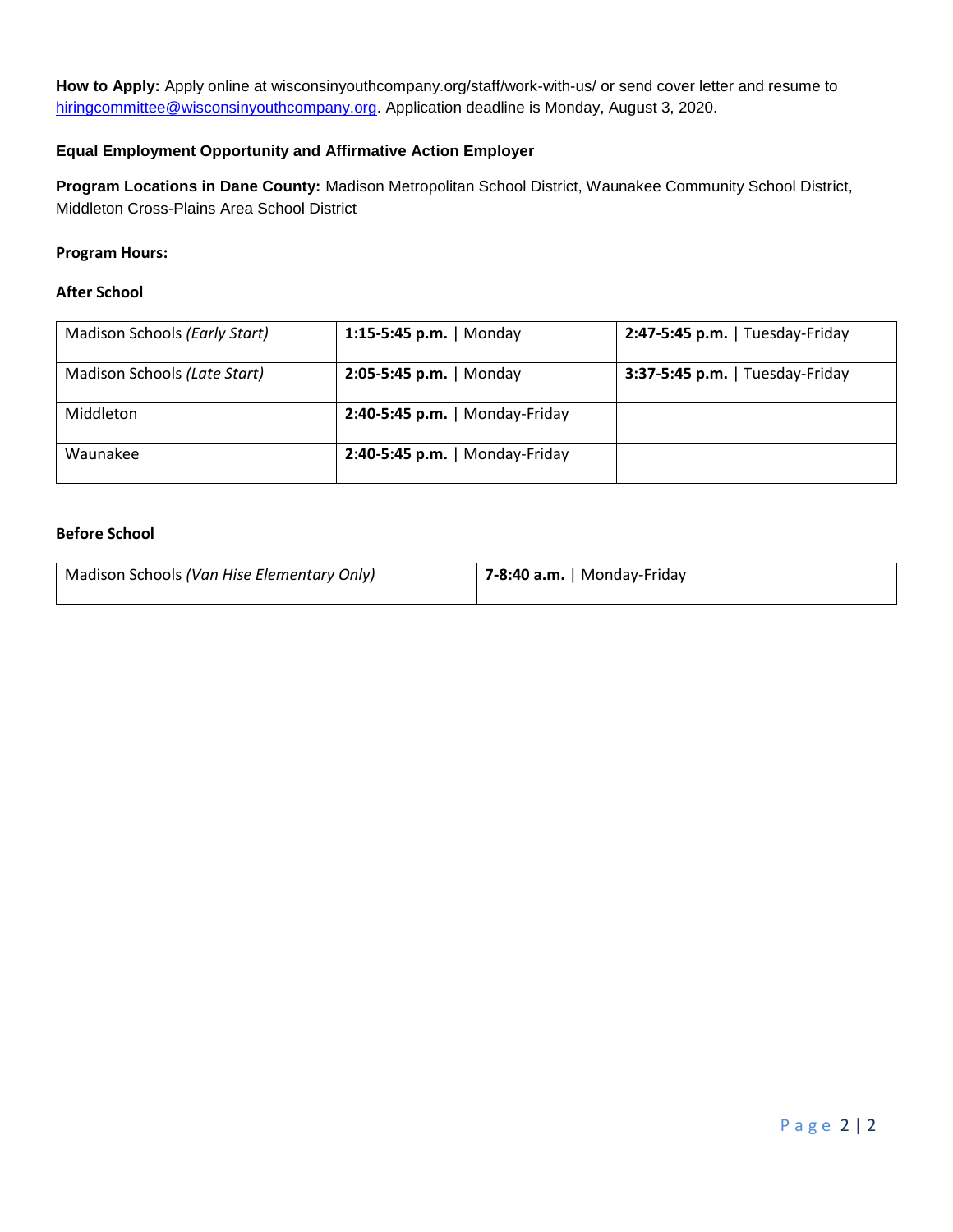**How to Apply:** Apply online at wisconsinyouthcompany.org/staff/work-with-us/ or send cover letter and resume to hiringcommittee@wisconsinyouthcompany.org. Application deadline is Monday, August 3, 2020.

**Equal Employment Opportunity and Affirmative Action Employer**

**Program Locations in Dane County:** Madison Metropolitan School District, Waunakee Community School District, Middleton Cross-Plains Area School District

**Program Hours:**

**After School**

| | | |
|---|---|---|
| Madison Schools *(Early Start)* | **1:15-5:45 p.m.** \| Monday | **2:47-5:45 p.m.** \| Tuesday-Friday |
| Madison Schools *(Late Start)* | **2:05-5:45 p.m.** \| Monday | **3:37-5:45 p.m.** \| Tuesday-Friday |
| Middleton | **2:40-5:45 p.m.** \| Monday-Friday | |
| Waunakee | **2:40-5:45 p.m.** \| Monday-Friday | |

**Before School**

| | |
|---|---|
| Madison Schools *(Van Hise Elementary Only)* | **7-8:40 a.m.** \| Monday-Friday |